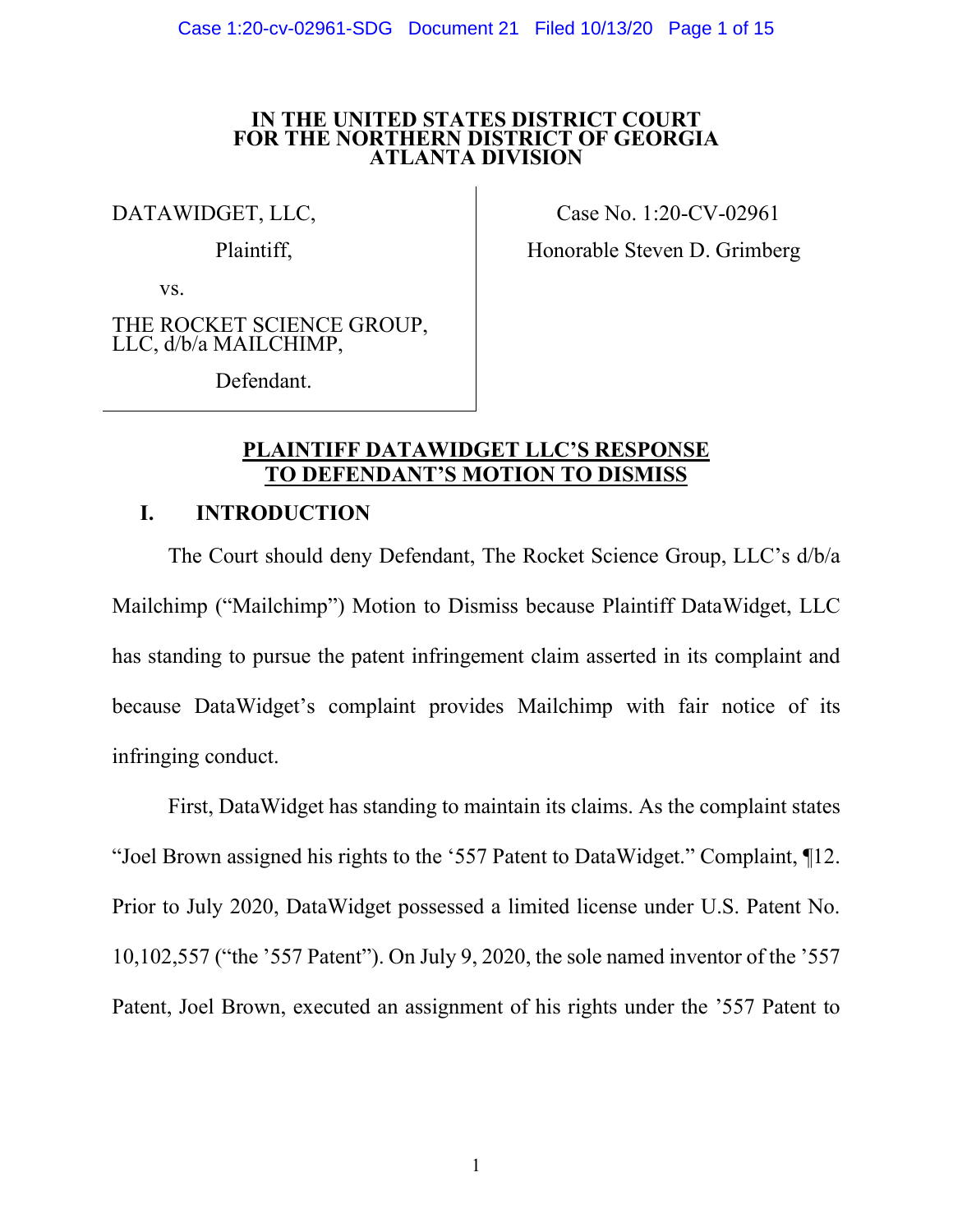**IN THE UNITED STATES DISTRICT COURT**
**FOR THE NORTHERN DISTRICT OF GEORGIA**
**ATLANTA DIVISION**

DATAWIDGET, LLC,

Plaintiff,

vs.

THE ROCKET SCIENCE GROUP, LLC, d/b/a MAILCHIMP,

Defendant.

Case No. 1:20-CV-02961

Honorable Steven D. Grimberg

## PLAINTIFF DATAWIDGET LLC'S RESPONSE TO DEFENDANT'S MOTION TO DISMISS

### I. INTRODUCTION

The Court should deny Defendant, The Rocket Science Group, LLC's d/b/a Mailchimp ("Mailchimp") Motion to Dismiss because Plaintiff DataWidget, LLC has standing to pursue the patent infringement claim asserted in its complaint and because DataWidget's complaint provides Mailchimp with fair notice of its infringing conduct.

First, DataWidget has standing to maintain its claims. As the complaint states "Joel Brown assigned his rights to the '557 Patent to DataWidget." Complaint, ¶12. Prior to July 2020, DataWidget possessed a limited license under U.S. Patent No. 10,102,557 ("the '557 Patent"). On July 9, 2020, the sole named inventor of the '557 Patent, Joel Brown, executed an assignment of his rights under the '557 Patent to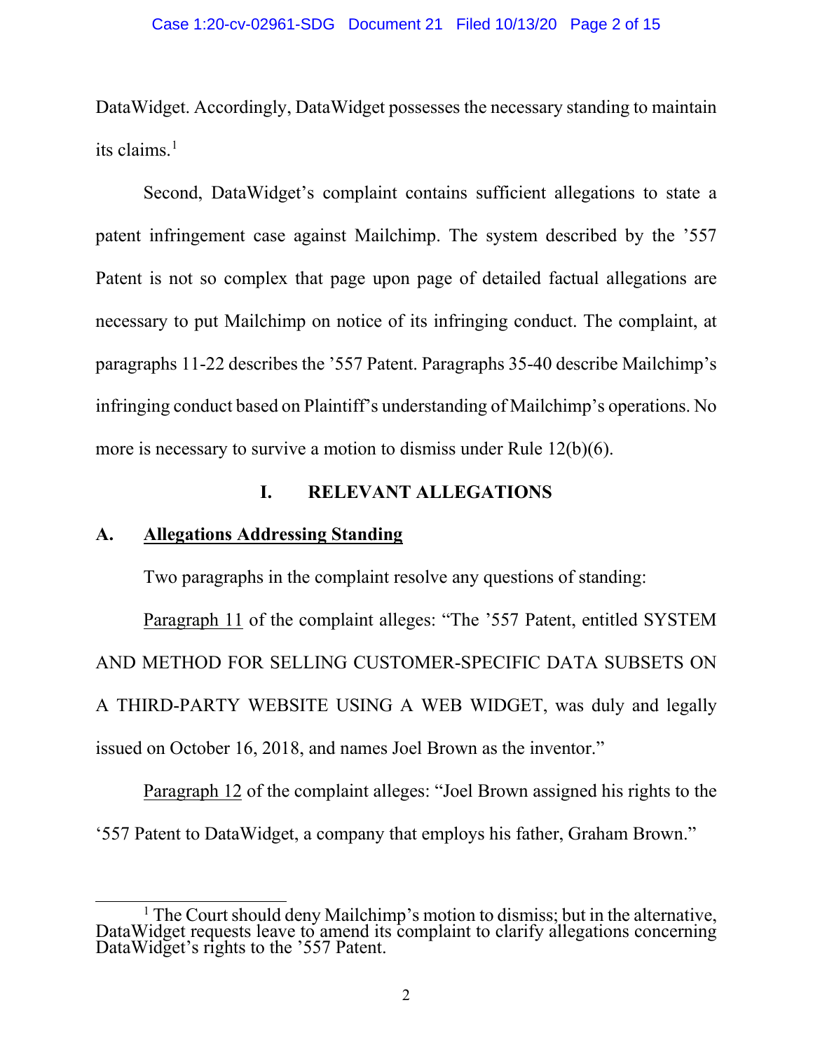DataWidget. Accordingly, DataWidget possesses the necessary standing to maintain its claims.[1]

Second, DataWidget's complaint contains sufficient allegations to state a patent infringement case against Mailchimp. The system described by the '557 Patent is not so complex that page upon page of detailed factual allegations are necessary to put Mailchimp on notice of its infringing conduct. The complaint, at paragraphs 11-22 describes the '557 Patent. Paragraphs 35-40 describe Mailchimp's infringing conduct based on Plaintiff's understanding of Mailchimp's operations. No more is necessary to survive a motion to dismiss under Rule 12(b)(6).

## I. RELEVANT ALLEGATIONS

### A. Allegations Addressing Standing

Two paragraphs in the complaint resolve any questions of standing:

Paragraph 11 of the complaint alleges: "The '557 Patent, entitled SYSTEM AND METHOD FOR SELLING CUSTOMER-SPECIFIC DATA SUBSETS ON A THIRD-PARTY WEBSITE USING A WEB WIDGET, was duly and legally issued on October 16, 2018, and names Joel Brown as the inventor."

Paragraph 12 of the complaint alleges: "Joel Brown assigned his rights to the '557 Patent to DataWidget, a company that employs his father, Graham Brown."

---

[1] The Court should deny Mailchimp's motion to dismiss; but in the alternative, DataWidget requests leave to amend its complaint to clarify allegations concerning DataWidget's rights to the '557 Patent.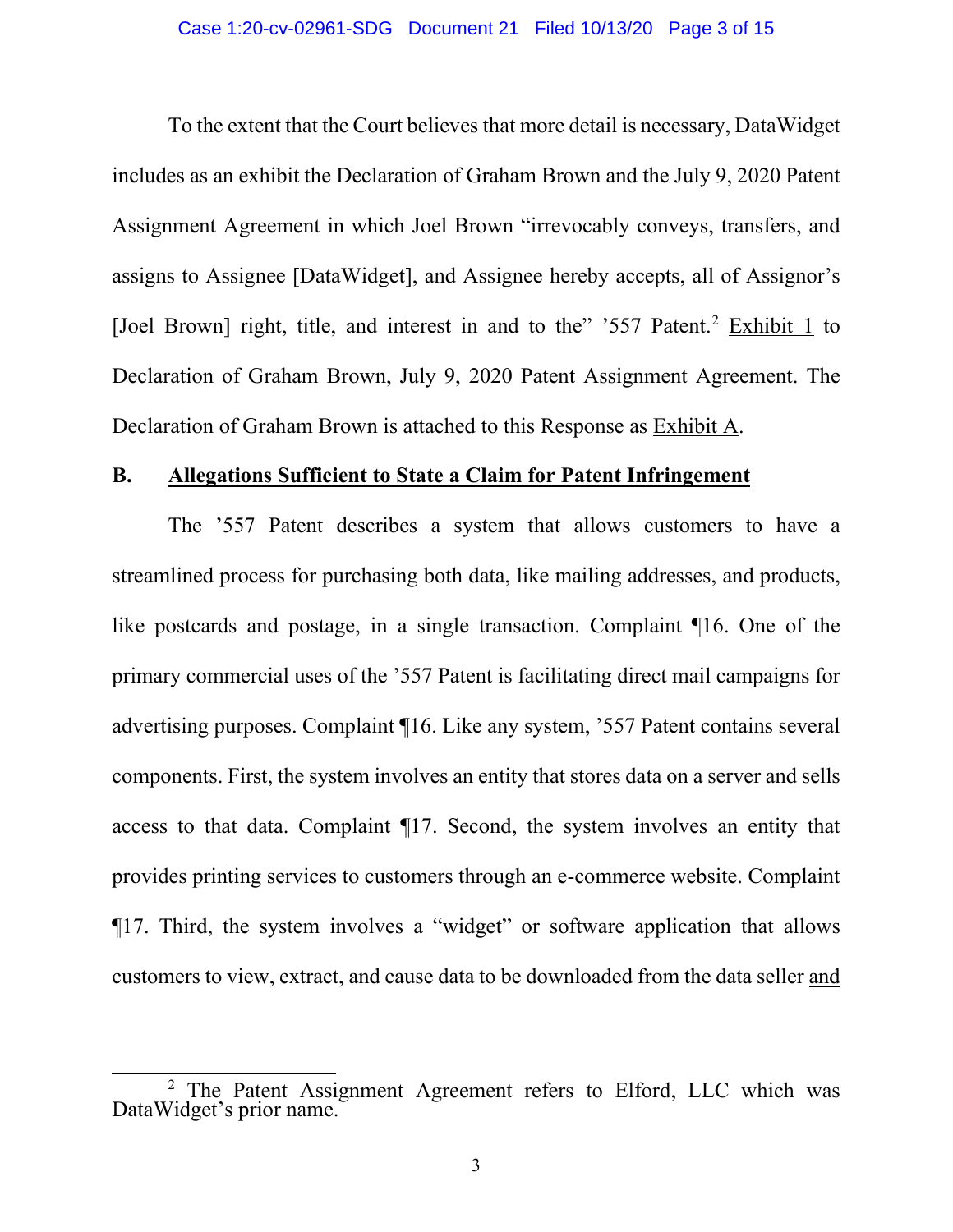To the extent that the Court believes that more detail is necessary, DataWidget includes as an exhibit the Declaration of Graham Brown and the July 9, 2020 Patent Assignment Agreement in which Joel Brown "irrevocably conveys, transfers, and assigns to Assignee [DataWidget], and Assignee hereby accepts, all of Assignor's [Joel Brown] right, title, and interest in and to the" '557 Patent.[2] <u>Exhibit 1</u> to Declaration of Graham Brown, July 9, 2020 Patent Assignment Agreement. The Declaration of Graham Brown is attached to this Response as <u>Exhibit A</u>.

## B. <u>Allegations Sufficient to State a Claim for Patent Infringement</u>

The '557 Patent describes a system that allows customers to have a streamlined process for purchasing both data, like mailing addresses, and products, like postcards and postage, in a single transaction. Complaint ¶16. One of the primary commercial uses of the '557 Patent is facilitating direct mail campaigns for advertising purposes. Complaint ¶16. Like any system, '557 Patent contains several components. First, the system involves an entity that stores data on a server and sells access to that data. Complaint ¶17. Second, the system involves an entity that provides printing services to customers through an e-commerce website. Complaint ¶17. Third, the system involves a "widget" or software application that allows customers to view, extract, and cause data to be downloaded from the data seller <u>and</u>

---

[2] The Patent Assignment Agreement refers to Elford, LLC which was DataWidget's prior name.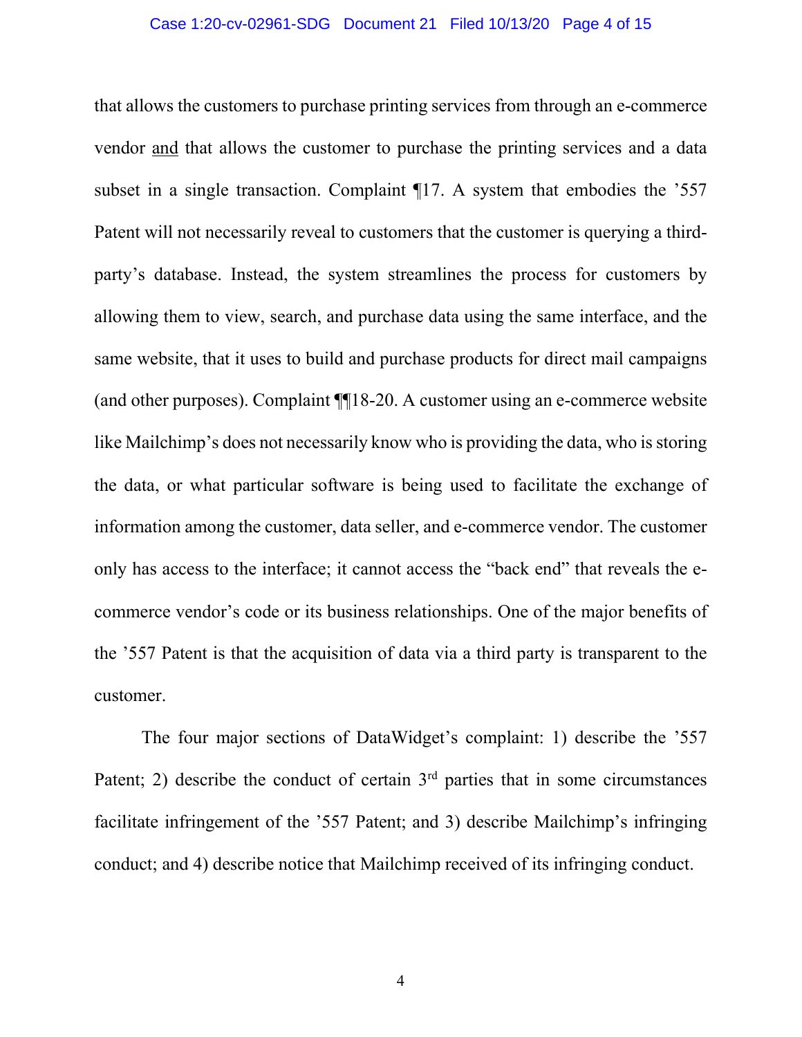that allows the customers to purchase printing services from through an e-commerce vendor <u>and</u> that allows the customer to purchase the printing services and a data subset in a single transaction. Complaint ¶17. A system that embodies the ’557 Patent will not necessarily reveal to customers that the customer is querying a third-party’s database. Instead, the system streamlines the process for customers by allowing them to view, search, and purchase data using the same interface, and the same website, that it uses to build and purchase products for direct mail campaigns (and other purposes). Complaint ¶¶18-20. A customer using an e-commerce website like Mailchimp’s does not necessarily know who is providing the data, who is storing the data, or what particular software is being used to facilitate the exchange of information among the customer, data seller, and e-commerce vendor. The customer only has access to the interface; it cannot access the “back end” that reveals the e-commerce vendor’s code or its business relationships. One of the major benefits of the ’557 Patent is that the acquisition of data via a third party is transparent to the customer.

The four major sections of DataWidget’s complaint: 1) describe the ’557 Patent; 2) describe the conduct of certain 3rd parties that in some circumstances facilitate infringement of the ’557 Patent; and 3) describe Mailchimp’s infringing conduct; and 4) describe notice that Mailchimp received of its infringing conduct.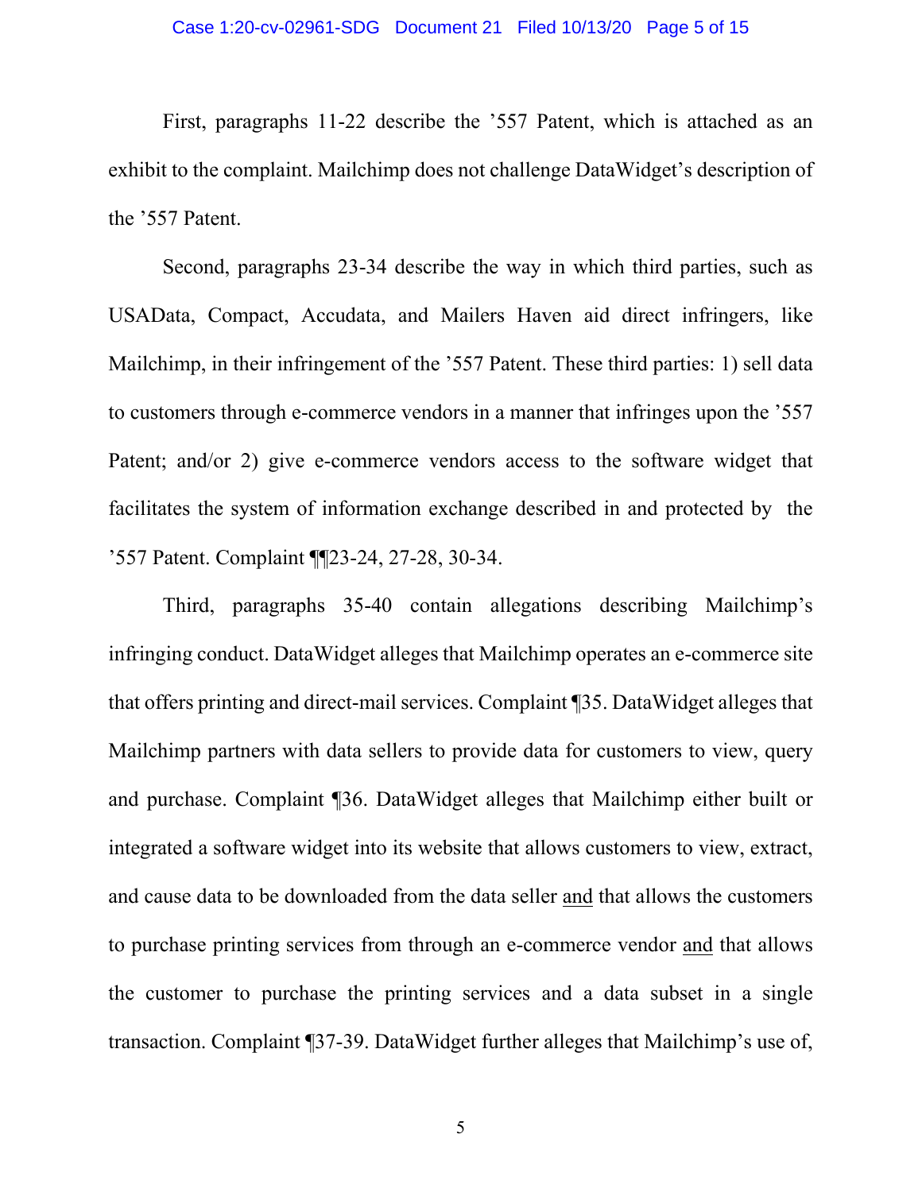First, paragraphs 11-22 describe the ’557 Patent, which is attached as an exhibit to the complaint. Mailchimp does not challenge DataWidget’s description of the ’557 Patent.

Second, paragraphs 23-34 describe the way in which third parties, such as USAData, Compact, Accudata, and Mailers Haven aid direct infringers, like Mailchimp, in their infringement of the ’557 Patent. These third parties: 1) sell data to customers through e-commerce vendors in a manner that infringes upon the ’557 Patent; and/or 2) give e-commerce vendors access to the software widget that facilitates the system of information exchange described in and protected by the ’557 Patent. Complaint ¶¶23-24, 27-28, 30-34.

Third, paragraphs 35-40 contain allegations describing Mailchimp’s infringing conduct. DataWidget alleges that Mailchimp operates an e-commerce site that offers printing and direct-mail services. Complaint ¶35. DataWidget alleges that Mailchimp partners with data sellers to provide data for customers to view, query and purchase. Complaint ¶36. DataWidget alleges that Mailchimp either built or integrated a software widget into its website that allows customers to view, extract, and cause data to be downloaded from the data seller <u>and</u> that allows the customers to purchase printing services from through an e-commerce vendor <u>and</u> that allows the customer to purchase the printing services and a data subset in a single transaction. Complaint ¶37-39. DataWidget further alleges that Mailchimp’s use of,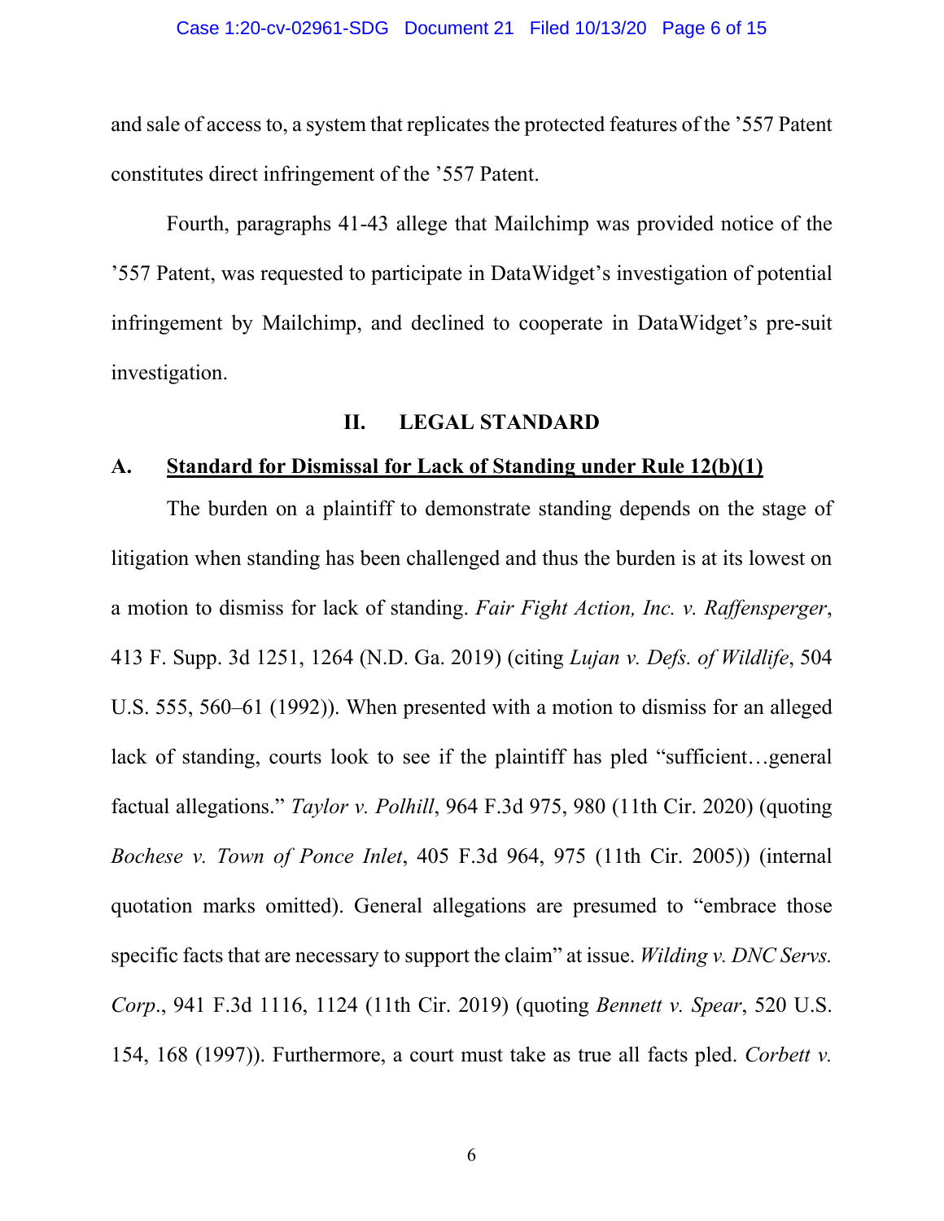and sale of access to, a system that replicates the protected features of the '557 Patent constitutes direct infringement of the '557 Patent.

Fourth, paragraphs 41-43 allege that Mailchimp was provided notice of the '557 Patent, was requested to participate in DataWidget's investigation of potential infringement by Mailchimp, and declined to cooperate in DataWidget's pre-suit investigation.

## II. LEGAL STANDARD

### A. <u>Standard for Dismissal for Lack of Standing under Rule 12(b)(1)</u>

The burden on a plaintiff to demonstrate standing depends on the stage of litigation when standing has been challenged and thus the burden is at its lowest on a motion to dismiss for lack of standing. *Fair Fight Action, Inc. v. Raffensperger*, 413 F. Supp. 3d 1251, 1264 (N.D. Ga. 2019) (citing *Lujan v. Defs. of Wildlife*, 504 U.S. 555, 560–61 (1992)). When presented with a motion to dismiss for an alleged lack of standing, courts look to see if the plaintiff has pled "sufficient…general factual allegations." *Taylor v. Polhill*, 964 F.3d 975, 980 (11th Cir. 2020) (quoting *Bochese v. Town of Ponce Inlet*, 405 F.3d 964, 975 (11th Cir. 2005)) (internal quotation marks omitted). General allegations are presumed to "embrace those specific facts that are necessary to support the claim" at issue. *Wilding v. DNC Servs. Corp.*, 941 F.3d 1116, 1124 (11th Cir. 2019) (quoting *Bennett v. Spear*, 520 U.S. 154, 168 (1997)). Furthermore, a court must take as true all facts pled. *Corbett v.*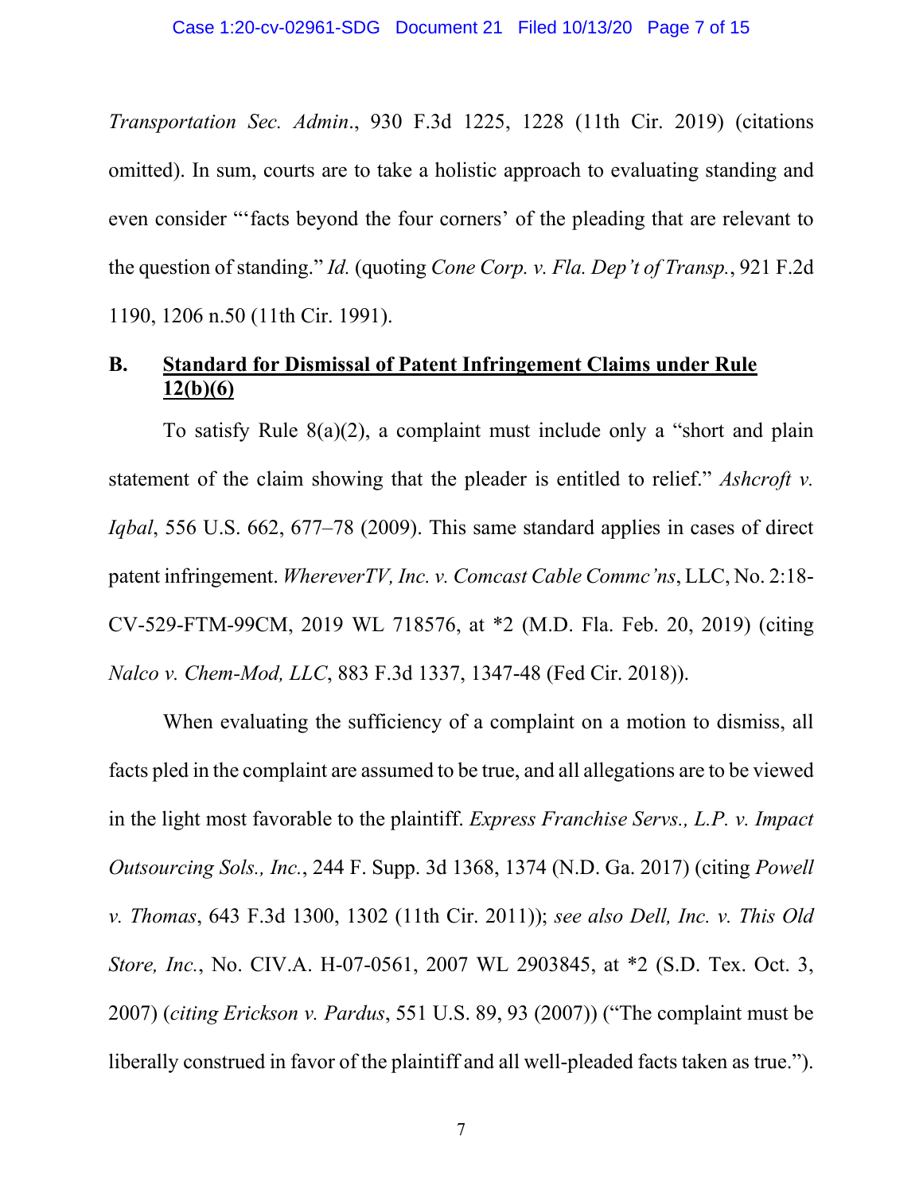*Transportation Sec. Admin*., 930 F.3d 1225, 1228 (11th Cir. 2019) (citations omitted). In sum, courts are to take a holistic approach to evaluating standing and even consider "'facts beyond the four corners' of the pleading that are relevant to the question of standing." *Id.* (quoting *Cone Corp. v. Fla. Dep't of Transp.*, 921 F.2d 1190, 1206 n.50 (11th Cir. 1991).

### B. <u>Standard for Dismissal of Patent Infringement Claims under Rule 12(b)(6)</u>

To satisfy Rule 8(a)(2), a complaint must include only a "short and plain statement of the claim showing that the pleader is entitled to relief." *Ashcroft v. Iqbal*, 556 U.S. 662, 677–78 (2009). This same standard applies in cases of direct patent infringement. *WhereverTV, Inc. v. Comcast Cable Commc'ns*, LLC, No. 2:18-CV-529-FTM-99CM, 2019 WL 718576, at *2 (M.D. Fla. Feb. 20, 2019) (citing *Nalco v. Chem-Mod, LLC*, 883 F.3d 1337, 1347-48 (Fed Cir. 2018)).

When evaluating the sufficiency of a complaint on a motion to dismiss, all facts pled in the complaint are assumed to be true, and all allegations are to be viewed in the light most favorable to the plaintiff. *Express Franchise Servs., L.P. v. Impact Outsourcing Sols., Inc.*, 244 F. Supp. 3d 1368, 1374 (N.D. Ga. 2017) (citing *Powell v. Thomas*, 643 F.3d 1300, 1302 (11th Cir. 2011)); *see also Dell, Inc. v. This Old Store, Inc.*, No. CIV.A. H-07-0561, 2007 WL 2903845, at *2 (S.D. Tex. Oct. 3, 2007) (*citing Erickson v. Pardus*, 551 U.S. 89, 93 (2007)) ("The complaint must be liberally construed in favor of the plaintiff and all well-pleaded facts taken as true.").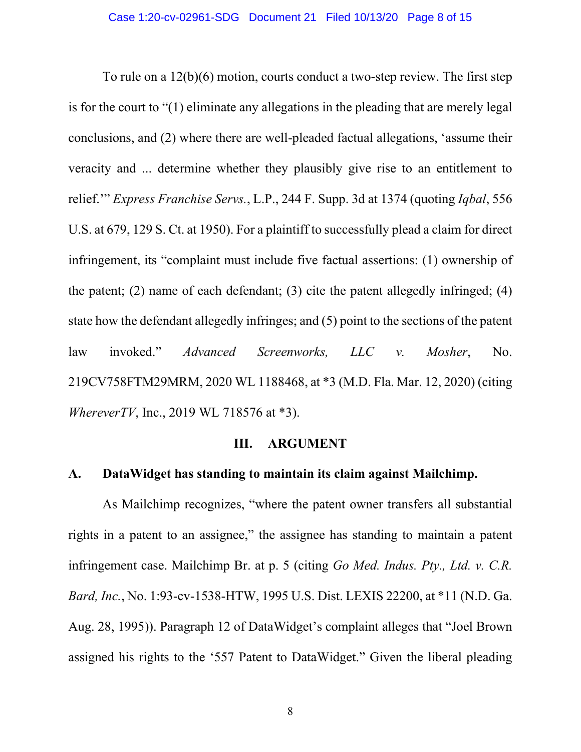To rule on a 12(b)(6) motion, courts conduct a two-step review. The first step is for the court to "(1) eliminate any allegations in the pleading that are merely legal conclusions, and (2) where there are well-pleaded factual allegations, 'assume their veracity and ... determine whether they plausibly give rise to an entitlement to relief.'" *Express Franchise Servs.*, L.P., 244 F. Supp. 3d at 1374 (quoting *Iqbal*, 556 U.S. at 679, 129 S. Ct. at 1950). For a plaintiff to successfully plead a claim for direct infringement, its "complaint must include five factual assertions: (1) ownership of the patent; (2) name of each defendant; (3) cite the patent allegedly infringed; (4) state how the defendant allegedly infringes; and (5) point to the sections of the patent law invoked." *Advanced Screenworks, LLC v. Mosher*, No. 219CV758FTM29MRM, 2020 WL 1188468, at *3 (M.D. Fla. Mar. 12, 2020) (citing *WhereverTV*, Inc., 2019 WL 718576 at *3).

## III. ARGUMENT

### A. DataWidget has standing to maintain its claim against Mailchimp.

As Mailchimp recognizes, "where the patent owner transfers all substantial rights in a patent to an assignee," the assignee has standing to maintain a patent infringement case. Mailchimp Br. at p. 5 (citing *Go Med. Indus. Pty., Ltd. v. C.R. Bard, Inc.*, No. 1:93-cv-1538-HTW, 1995 U.S. Dist. LEXIS 22200, at *11 (N.D. Ga. Aug. 28, 1995)). Paragraph 12 of DataWidget's complaint alleges that "Joel Brown assigned his rights to the '557 Patent to DataWidget." Given the liberal pleading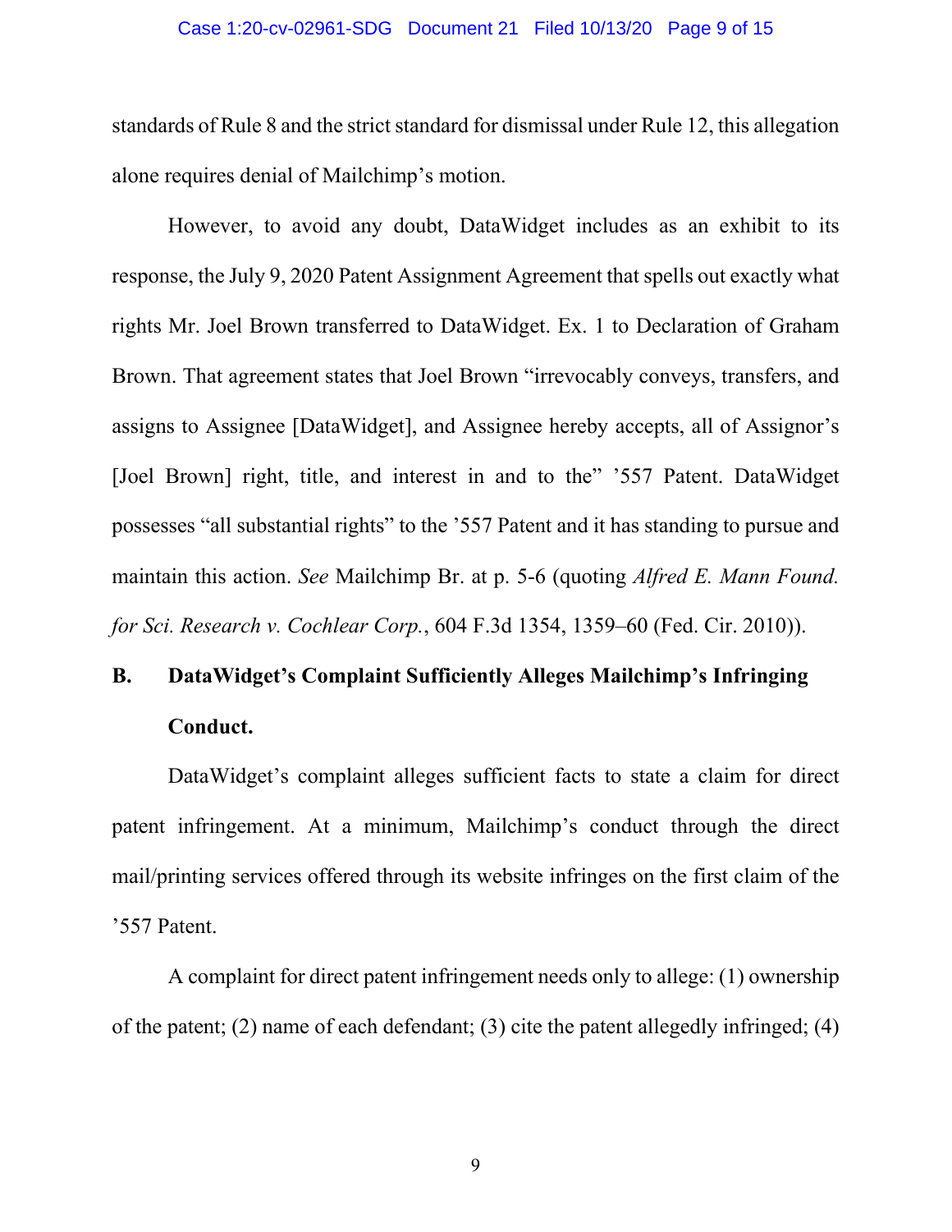standards of Rule 8 and the strict standard for dismissal under Rule 12, this allegation alone requires denial of Mailchimp's motion.

However, to avoid any doubt, DataWidget includes as an exhibit to its response, the July 9, 2020 Patent Assignment Agreement that spells out exactly what rights Mr. Joel Brown transferred to DataWidget. Ex. 1 to Declaration of Graham Brown. That agreement states that Joel Brown "irrevocably conveys, transfers, and assigns to Assignee [DataWidget], and Assignee hereby accepts, all of Assignor's [Joel Brown] right, title, and interest in and to the" '557 Patent. DataWidget possesses "all substantial rights" to the '557 Patent and it has standing to pursue and maintain this action. *See* Mailchimp Br. at p. 5-6 (quoting *Alfred E. Mann Found. for Sci. Research v. Cochlear Corp.*, 604 F.3d 1354, 1359–60 (Fed. Cir. 2010)).

## B. DataWidget's Complaint Sufficiently Alleges Mailchimp's Infringing Conduct.

DataWidget's complaint alleges sufficient facts to state a claim for direct patent infringement. At a minimum, Mailchimp's conduct through the direct mail/printing services offered through its website infringes on the first claim of the '557 Patent.

A complaint for direct patent infringement needs only to allege: (1) ownership of the patent; (2) name of each defendant; (3) cite the patent allegedly infringed; (4)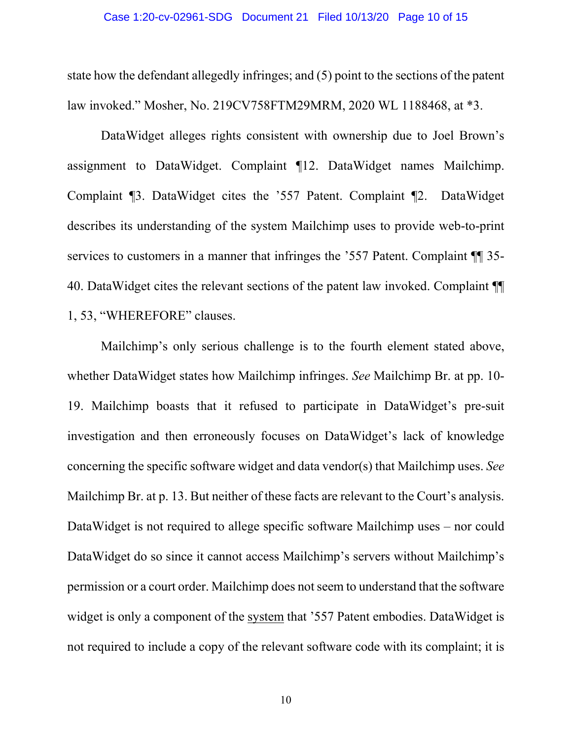state how the defendant allegedly infringes; and (5) point to the sections of the patent law invoked." Mosher, No. 219CV758FTM29MRM, 2020 WL 1188468, at *3.

DataWidget alleges rights consistent with ownership due to Joel Brown's assignment to DataWidget. Complaint ¶12. DataWidget names Mailchimp. Complaint ¶3. DataWidget cites the '557 Patent. Complaint ¶2. DataWidget describes its understanding of the system Mailchimp uses to provide web-to-print services to customers in a manner that infringes the '557 Patent. Complaint ¶¶ 35-40. DataWidget cites the relevant sections of the patent law invoked. Complaint ¶¶ 1, 53, "WHEREFORE" clauses.

Mailchimp's only serious challenge is to the fourth element stated above, whether DataWidget states how Mailchimp infringes. *See* Mailchimp Br. at pp. 10-19. Mailchimp boasts that it refused to participate in DataWidget's pre-suit investigation and then erroneously focuses on DataWidget's lack of knowledge concerning the specific software widget and data vendor(s) that Mailchimp uses. *See* Mailchimp Br. at p. 13. But neither of these facts are relevant to the Court's analysis. DataWidget is not required to allege specific software Mailchimp uses – nor could DataWidget do so since it cannot access Mailchimp's servers without Mailchimp's permission or a court order. Mailchimp does not seem to understand that the software widget is only a component of the <u>system</u> that '557 Patent embodies. DataWidget is not required to include a copy of the relevant software code with its complaint; it is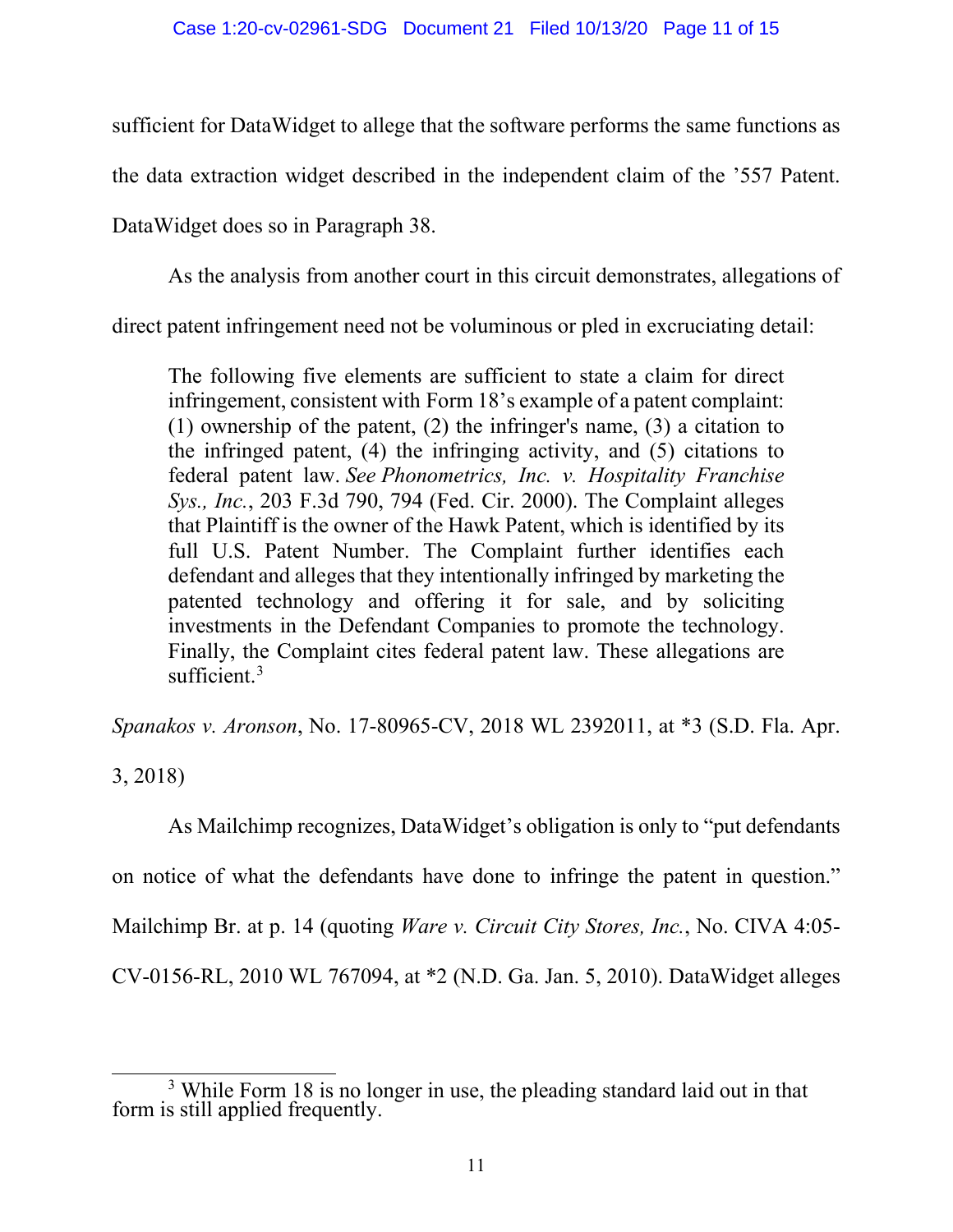sufficient for DataWidget to allege that the software performs the same functions as the data extraction widget described in the independent claim of the '557 Patent. DataWidget does so in Paragraph 38.

As the analysis from another court in this circuit demonstrates, allegations of direct patent infringement need not be voluminous or pled in excruciating detail:

> The following five elements are sufficient to state a claim for direct infringement, consistent with Form 18's example of a patent complaint: (1) ownership of the patent, (2) the infringer's name, (3) a citation to the infringed patent, (4) the infringing activity, and (5) citations to federal patent law. *See Phonometrics, Inc. v. Hospitality Franchise Sys., Inc.*, 203 F.3d 790, 794 (Fed. Cir. 2000). The Complaint alleges that Plaintiff is the owner of the Hawk Patent, which is identified by its full U.S. Patent Number. The Complaint further identifies each defendant and alleges that they intentionally infringed by marketing the patented technology and offering it for sale, and by soliciting investments in the Defendant Companies to promote the technology. Finally, the Complaint cites federal patent law. These allegations are sufficient.[3]

*Spanakos v. Aronson*, No. 17-80965-CV, 2018 WL 2392011, at *3 (S.D. Fla. Apr. 3, 2018)

As Mailchimp recognizes, DataWidget's obligation is only to "put defendants on notice of what the defendants have done to infringe the patent in question." Mailchimp Br. at p. 14 (quoting *Ware v. Circuit City Stores, Inc.*, No. CIVA 4:05-CV-0156-RL, 2010 WL 767094, at *2 (N.D. Ga. Jan. 5, 2010). DataWidget alleges

---

[3] While Form 18 is no longer in use, the pleading standard laid out in that form is still applied frequently.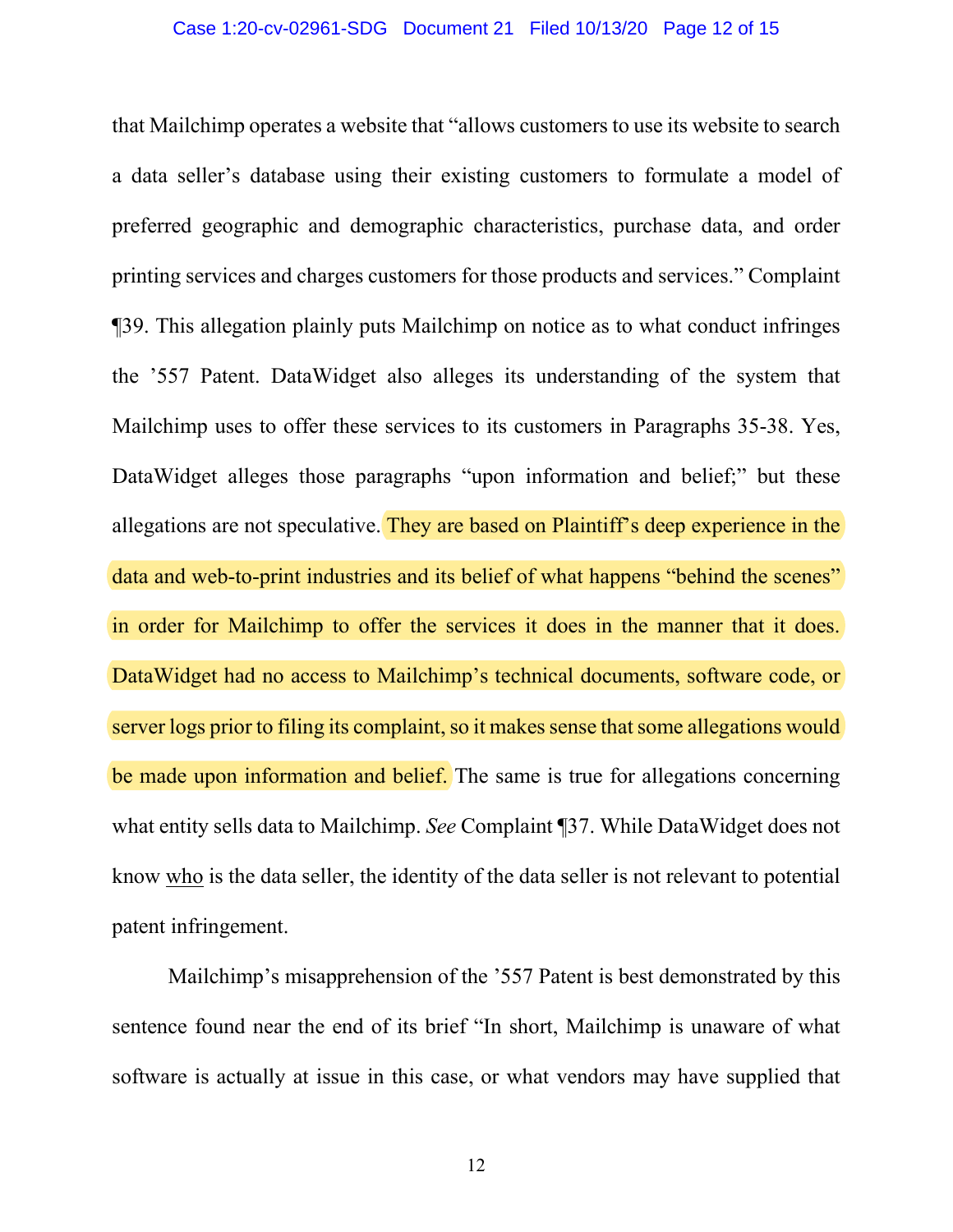that Mailchimp operates a website that "allows customers to use its website to search a data seller's database using their existing customers to formulate a model of preferred geographic and demographic characteristics, purchase data, and order printing services and charges customers for those products and services." Complaint ¶39. This allegation plainly puts Mailchimp on notice as to what conduct infringes the '557 Patent. DataWidget also alleges its understanding of the system that Mailchimp uses to offer these services to its customers in Paragraphs 35-38. Yes, DataWidget alleges those paragraphs "upon information and belief;" but these allegations are not speculative. They are based on Plaintiff's deep experience in the data and web-to-print industries and its belief of what happens "behind the scenes" in order for Mailchimp to offer the services it does in the manner that it does. DataWidget had no access to Mailchimp's technical documents, software code, or server logs prior to filing its complaint, so it makes sense that some allegations would be made upon information and belief. The same is true for allegations concerning what entity sells data to Mailchimp. *See* Complaint ¶37. While DataWidget does not know <u>who</u> is the data seller, the identity of the data seller is not relevant to potential patent infringement.

Mailchimp's misapprehension of the '557 Patent is best demonstrated by this sentence found near the end of its brief "In short, Mailchimp is unaware of what software is actually at issue in this case, or what vendors may have supplied that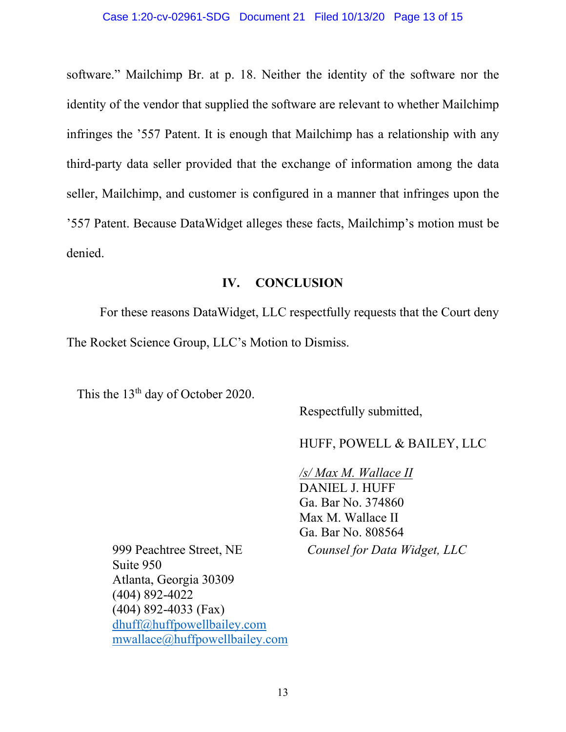software." Mailchimp Br. at p. 18. Neither the identity of the software nor the identity of the vendor that supplied the software are relevant to whether Mailchimp infringes the '557 Patent. It is enough that Mailchimp has a relationship with any third-party data seller provided that the exchange of information among the data seller, Mailchimp, and customer is configured in a manner that infringes upon the '557 Patent. Because DataWidget alleges these facts, Mailchimp's motion must be denied.

## IV. CONCLUSION

For these reasons DataWidget, LLC respectfully requests that the Court deny The Rocket Science Group, LLC's Motion to Dismiss.

This the 13th day of October 2020.

Respectfully submitted,

HUFF, POWELL & BAILEY, LLC

*/s/ Max M. Wallace II*
DANIEL J. HUFF
Ga. Bar No. 374860
Max M. Wallace II
Ga. Bar No. 808564
*Counsel for Data Widget, LLC*

999 Peachtree Street, NE
Suite 950
Atlanta, Georgia 30309
(404) 892-4022
(404) 892-4033 (Fax)
dhuff@huffpowellbailey.com
mwallace@huffpowellbailey.com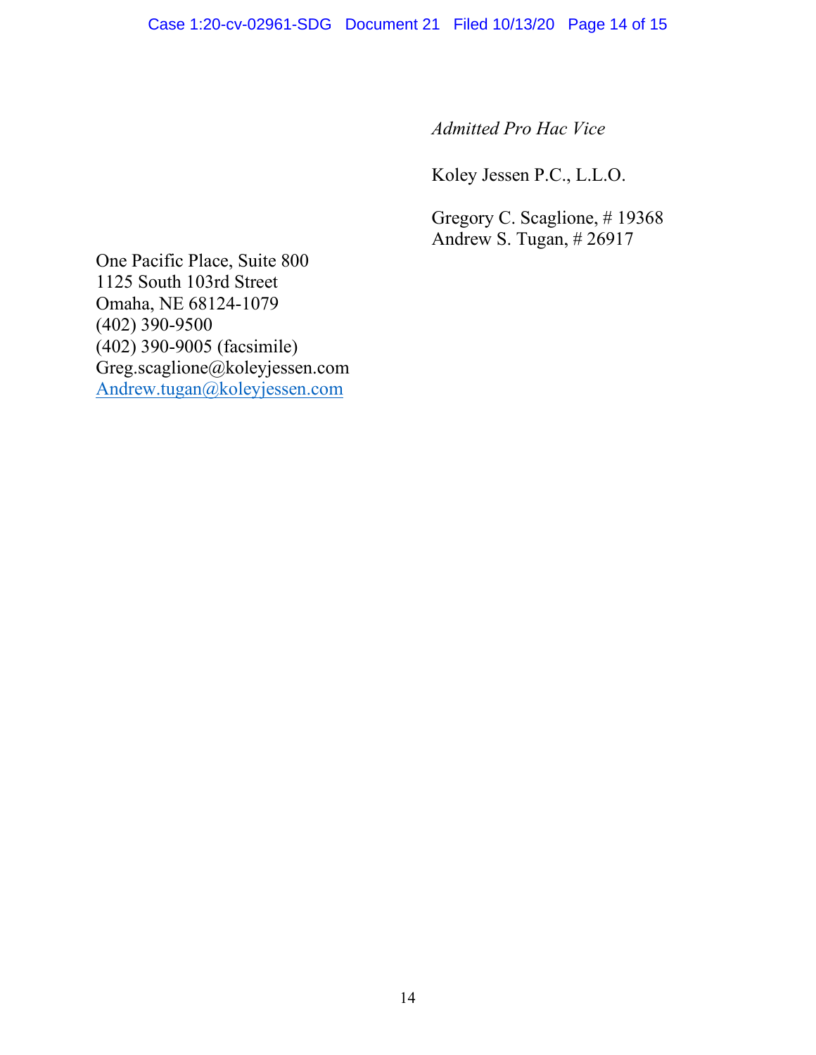*Admitted Pro Hac Vice*

Koley Jessen P.C., L.L.O.

Gregory C. Scaglione, # 19368
Andrew S. Tugan, # 26917

One Pacific Place, Suite 800
1125 South 103rd Street
Omaha, NE 68124-1079
(402) 390-9500
(402) 390-9005 (facsimile)
Greg.scaglione@koleyjessen.com
Andrew.tugan@koleyjessen.com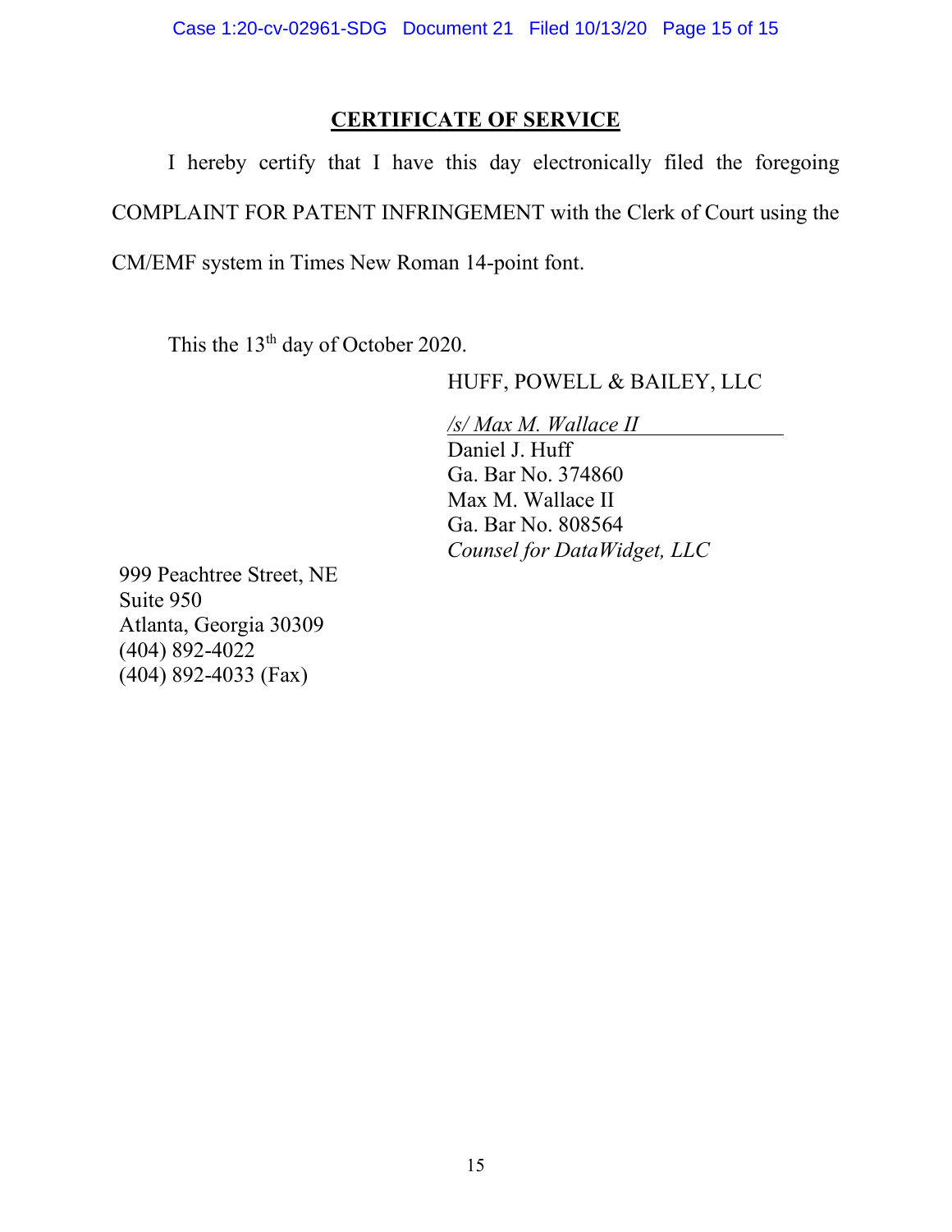## CERTIFICATE OF SERVICE

I hereby certify that I have this day electronically filed the foregoing COMPLAINT FOR PATENT INFRINGEMENT with the Clerk of Court using the CM/EMF system in Times New Roman 14-point font.

This the 13th day of October 2020.

HUFF, POWELL & BAILEY, LLC

*/s/ Max M. Wallace II*
Daniel J. Huff
Ga. Bar No. 374860
Max M. Wallace II
Ga. Bar No. 808564
*Counsel for DataWidget, LLC*

999 Peachtree Street, NE
Suite 950
Atlanta, Georgia 30309
(404) 892-4022
(404) 892-4033 (Fax)